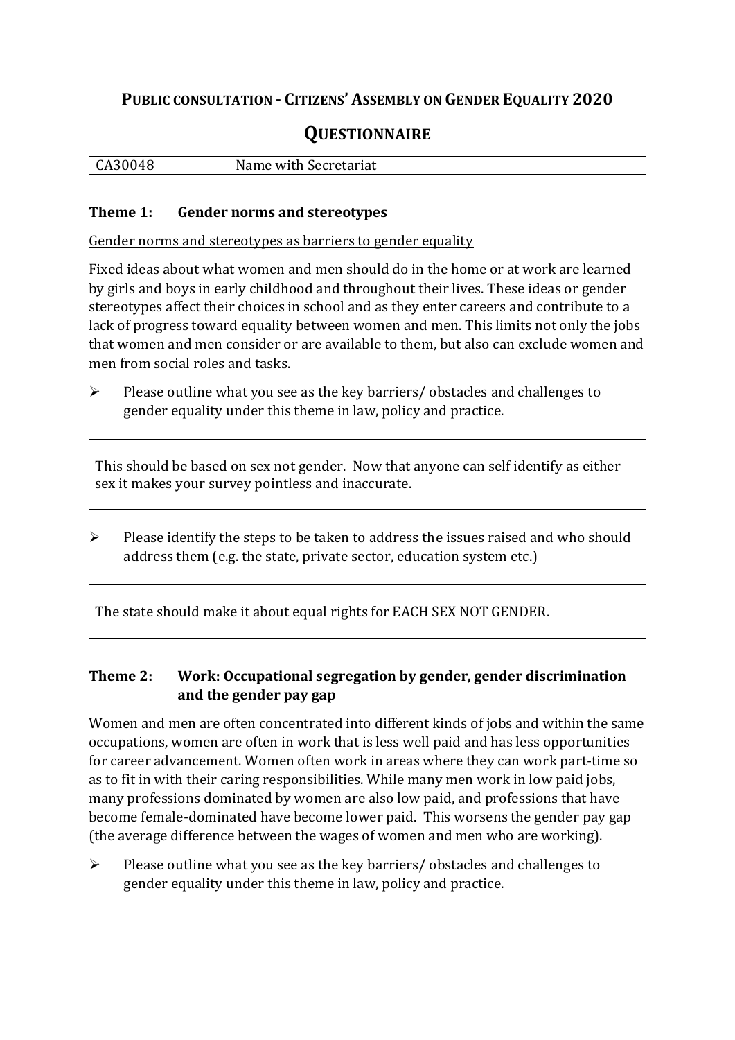# PUBLIC CONSULTATION - CITIZENS' ASSEMBLY ON GENDER EQUALITY 2020

## QUESTIONNAIRE

| CA30048 | Name with Secretariat |
| --- | --- |

### Theme 1: Gender norms and stereotypes

Gender norms and stereotypes as barriers to gender equality

Fixed ideas about what women and men should do in the home or at work are learned by girls and boys in early childhood and throughout their lives. These ideas or gender stereotypes affect their choices in school and as they enter careers and contribute to a lack of progress toward equality between women and men. This limits not only the jobs that women and men consider or are available to them, but also can exclude women and men from social roles and tasks.

➢ Please outline what you see as the key barriers/ obstacles and challenges to gender equality under this theme in law, policy and practice.

This should be based on sex not gender. Now that anyone can self identify as either sex it makes your survey pointless and inaccurate.

➢ Please identify the steps to be taken to address the issues raised and who should address them (e.g. the state, private sector, education system etc.)

The state should make it about equal rights for EACH SEX NOT GENDER.

### Theme 2: Work: Occupational segregation by gender, gender discrimination and the gender pay gap

Women and men are often concentrated into different kinds of jobs and within the same occupations, women are often in work that is less well paid and has less opportunities for career advancement. Women often work in areas where they can work part-time so as to fit in with their caring responsibilities. While many men work in low paid jobs, many professions dominated by women are also low paid, and professions that have become female-dominated have become lower paid. This worsens the gender pay gap (the average difference between the wages of women and men who are working).

➢ Please outline what you see as the key barriers/ obstacles and challenges to gender equality under this theme in law, policy and practice.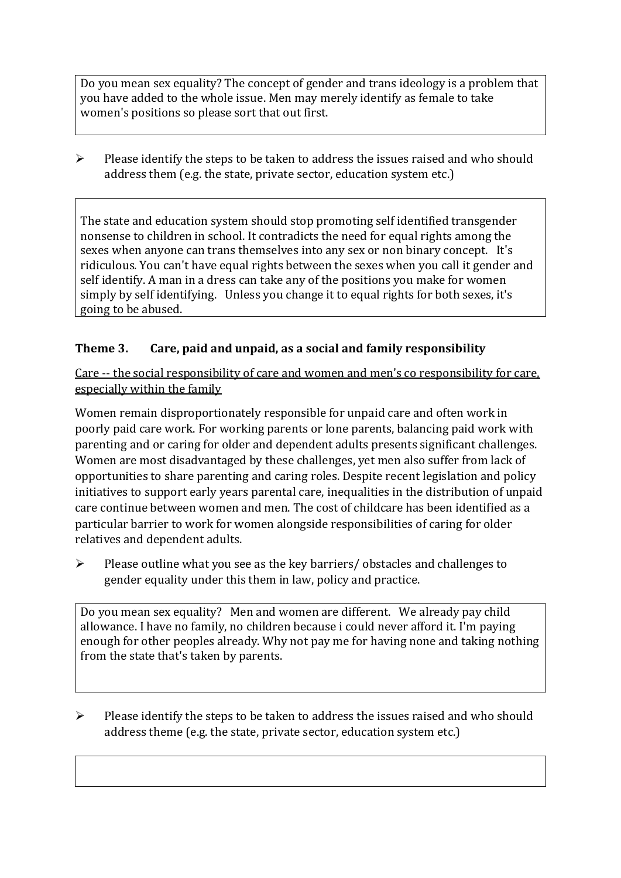Do you mean sex equality? The concept of gender and trans ideology is a problem that you have added to the whole issue. Men may merely identify as female to take women's positions so please sort that out first.

- Please identify the steps to be taken to address the issues raised and who should address them (e.g. the state, private sector, education system etc.)

The state and education system should stop promoting self identified transgender nonsense to children in school. It contradicts the need for equal rights among the sexes when anyone can trans themselves into any sex or non binary concept. It's ridiculous. You can't have equal rights between the sexes when you call it gender and self identify. A man in a dress can take any of the positions you make for women simply by self identifying. Unless you change it to equal rights for both sexes, it's going to be abused.

### Theme 3. Care, paid and unpaid, as a social and family responsibility

<u>Care -- the social responsibility of care and women and men's co responsibility for care, especially within the family</u>

Women remain disproportionately responsible for unpaid care and often work in poorly paid care work. For working parents or lone parents, balancing paid work with parenting and or caring for older and dependent adults presents significant challenges. Women are most disadvantaged by these challenges, yet men also suffer from lack of opportunities to share parenting and caring roles. Despite recent legislation and policy initiatives to support early years parental care, inequalities in the distribution of unpaid care continue between women and men. The cost of childcare has been identified as a particular barrier to work for women alongside responsibilities of caring for older relatives and dependent adults.

- Please outline what you see as the key barriers/ obstacles and challenges to gender equality under this them in law, policy and practice.

Do you mean sex equality? Men and women are different. We already pay child allowance. I have no family, no children because i could never afford it. I'm paying enough for other peoples already. Why not pay me for having none and taking nothing from the state that's taken by parents.

- Please identify the steps to be taken to address the issues raised and who should address theme (e.g. the state, private sector, education system etc.)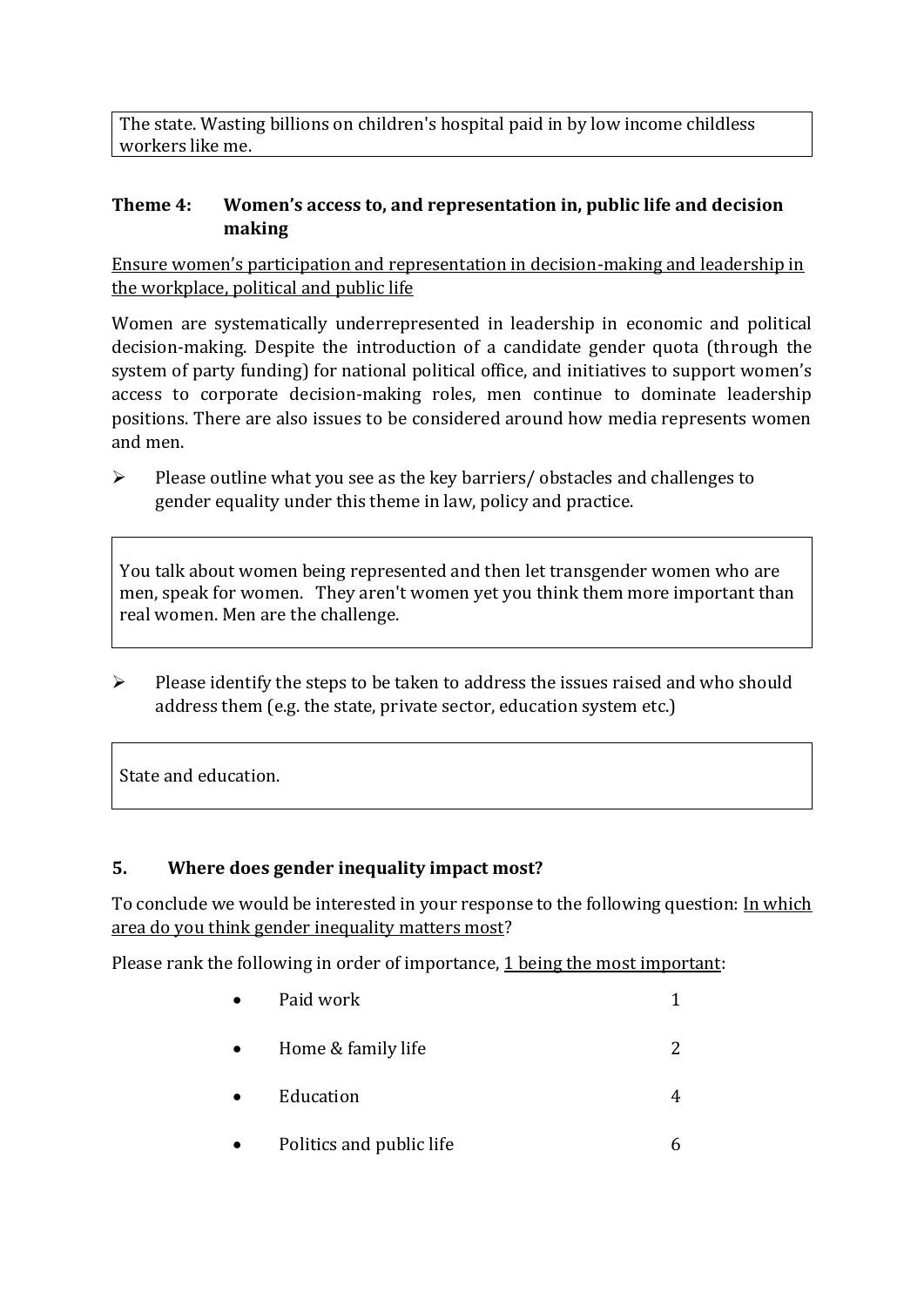The state. Wasting billions on children's hospital paid in by low income childless workers like me.

### Theme 4: Women's access to, and representation in, public life and decision making

Ensure women's participation and representation in decision-making and leadership in the workplace, political and public life

Women are systematically underrepresented in leadership in economic and political decision-making. Despite the introduction of a candidate gender quota (through the system of party funding) for national political office, and initiatives to support women's access to corporate decision-making roles, men continue to dominate leadership positions. There are also issues to be considered around how media represents women and men.

➢ Please outline what you see as the key barriers/ obstacles and challenges to gender equality under this theme in law, policy and practice.

You talk about women being represented and then let transgender women who are men, speak for women. They aren't women yet you think them more important than real women. Men are the challenge.

➢ Please identify the steps to be taken to address the issues raised and who should address them (e.g. the state, private sector, education system etc.)

State and education.

## 5. Where does gender inequality impact most?

To conclude we would be interested in your response to the following question: In which area do you think gender inequality matters most?

Please rank the following in order of importance, 1 being the most important:

- Paid work 1
- Home & family life 2
- Education 4
- Politics and public life 6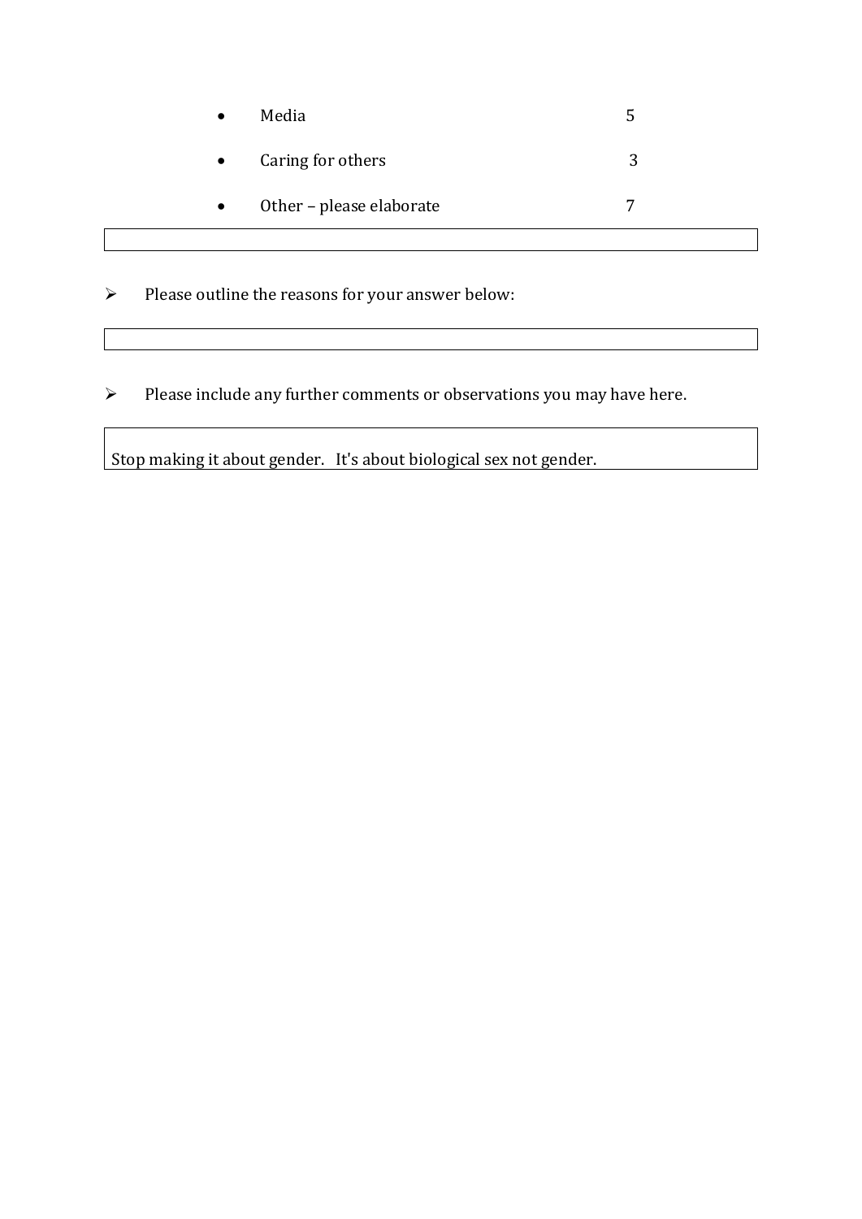- Media 5
- Caring for others 3
- Other – please elaborate 7

| |
|---|
| |

➢ Please outline the reasons for your answer below:

| |
|---|
| |

➢ Please include any further comments or observations you may have here.

| |
|---|
| Stop making it about gender. It's about biological sex not gender. |